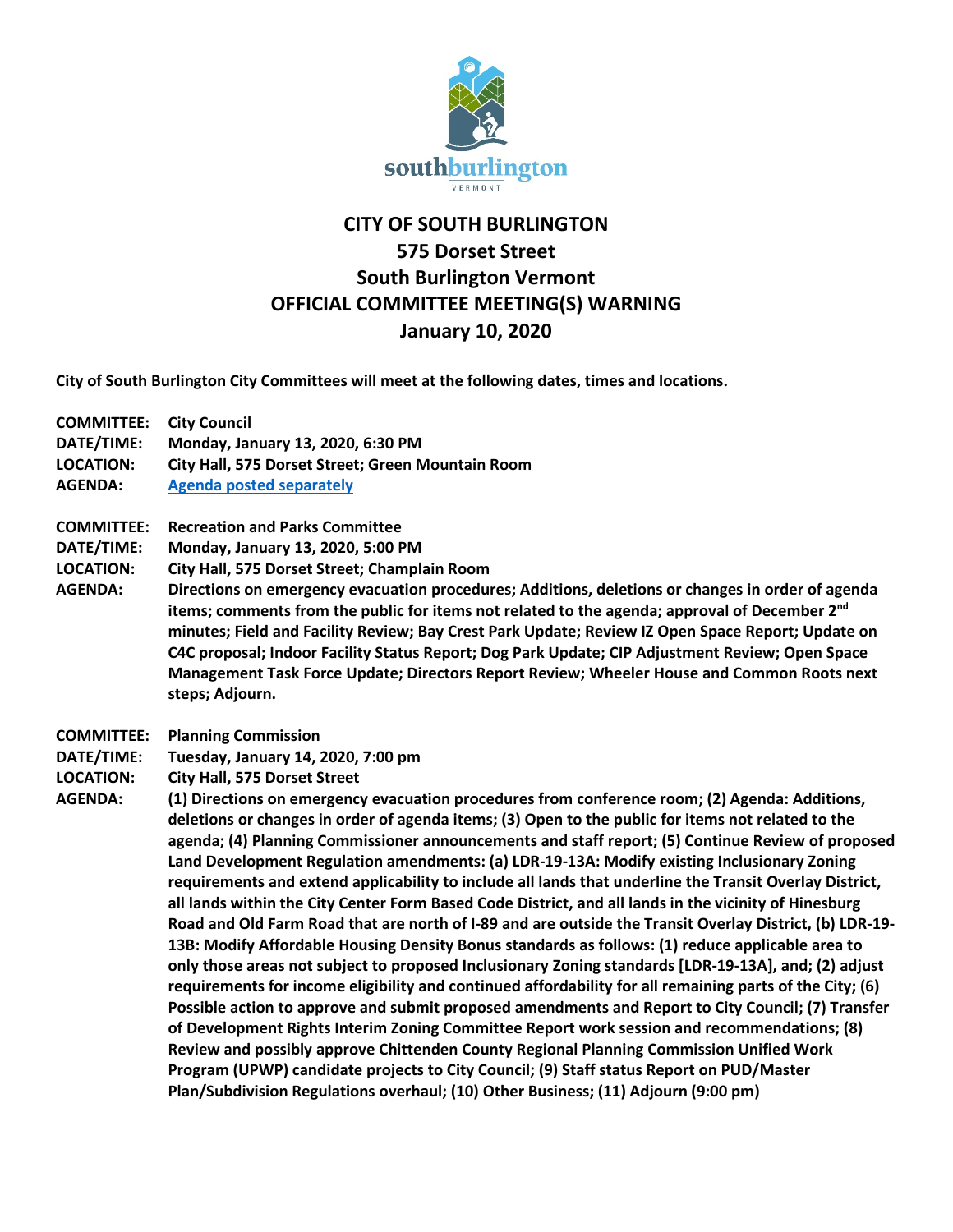# CITY OF SOUTH BURLINGTON
## 575 Dorset Street
## South Burlington Vermont
## OFFICIAL COMMITTEE MEETING(S) WARNING
## January 10, 2020

**City of South Burlington City Committees will meet at the following dates, times and locations.**

**COMMITTEE:** **City Council**
**DATE/TIME:** **Monday, January 13, 2020, 6:30 PM**
**LOCATION:** **City Hall, 575 Dorset Street; Green Mountain Room**
**AGENDA:** **Agenda posted separately**

**COMMITTEE:** **Recreation and Parks Committee**
**DATE/TIME:** **Monday, January 13, 2020, 5:00 PM**
**LOCATION:** **City Hall, 575 Dorset Street; Champlain Room**
**AGENDA:** **Directions on emergency evacuation procedures; Additions, deletions or changes in order of agenda items; comments from the public for items not related to the agenda; approval of December 2nd minutes; Field and Facility Review; Bay Crest Park Update; Review IZ Open Space Report; Update on C4C proposal; Indoor Facility Status Report; Dog Park Update; CIP Adjustment Review; Open Space Management Task Force Update; Directors Report Review; Wheeler House and Common Roots next steps; Adjourn.**

**COMMITTEE:** **Planning Commission**
**DATE/TIME:** **Tuesday, January 14, 2020, 7:00 pm**
**LOCATION:** **City Hall, 575 Dorset Street**
**AGENDA:** **(1) Directions on emergency evacuation procedures from conference room; (2) Agenda: Additions, deletions or changes in order of agenda items; (3) Open to the public for items not related to the agenda; (4) Planning Commissioner announcements and staff report; (5) Continue Review of proposed Land Development Regulation amendments: (a) LDR-19-13A: Modify existing Inclusionary Zoning requirements and extend applicability to include all lands that underline the Transit Overlay District, all lands within the City Center Form Based Code District, and all lands in the vicinity of Hinesburg Road and Old Farm Road that are north of I-89 and are outside the Transit Overlay District, (b) LDR-19-13B: Modify Affordable Housing Density Bonus standards as follows: (1) reduce applicable area to only those areas not subject to proposed Inclusionary Zoning standards [LDR-19-13A], and; (2) adjust requirements for income eligibility and continued affordability for all remaining parts of the City; (6) Possible action to approve and submit proposed amendments and Report to City Council; (7) Transfer of Development Rights Interim Zoning Committee Report work session and recommendations; (8) Review and possibly approve Chittenden County Regional Planning Commission Unified Work Program (UPWP) candidate projects to City Council; (9) Staff status Report on PUD/Master Plan/Subdivision Regulations overhaul; (10) Other Business; (11) Adjourn (9:00 pm)**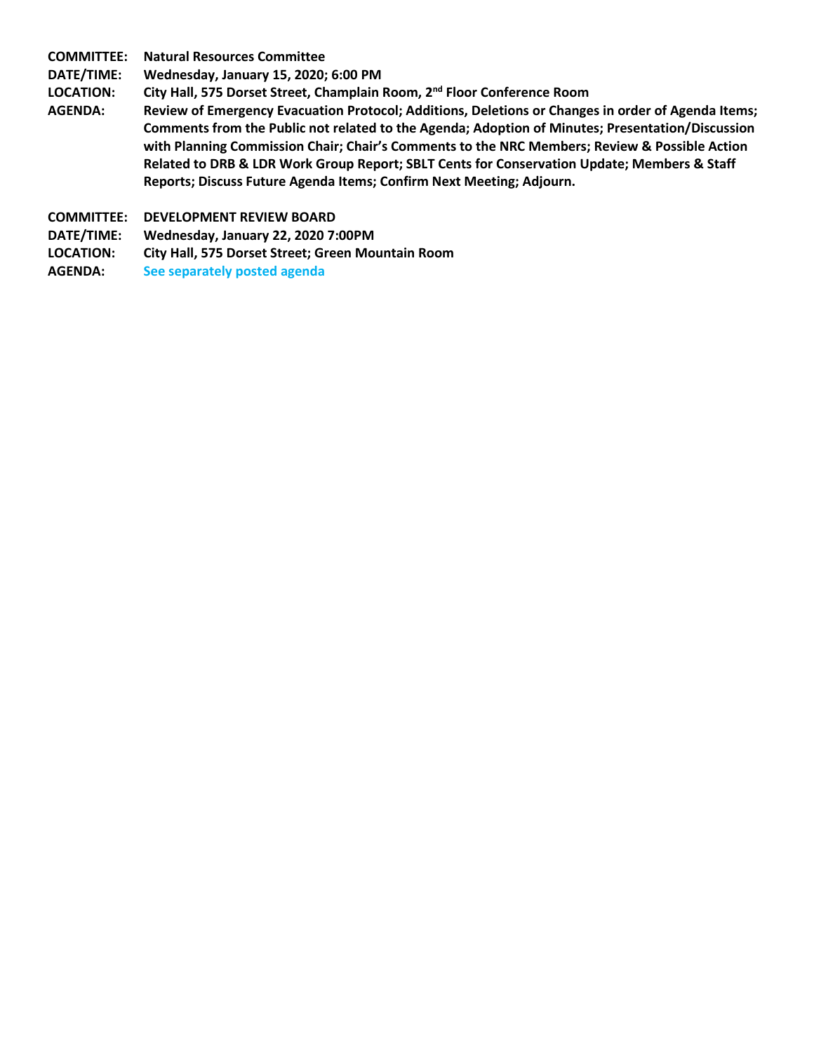**COMMITTEE:** **Natural Resources Committee**
**DATE/TIME:** **Wednesday, January 15, 2020; 6:00 PM**
**LOCATION:** **City Hall, 575 Dorset Street, Champlain Room, 2nd Floor Conference Room**
**AGENDA:** **Review of Emergency Evacuation Protocol; Additions, Deletions or Changes in order of Agenda Items; Comments from the Public not related to the Agenda; Adoption of Minutes; Presentation/Discussion with Planning Commission Chair; Chair's Comments to the NRC Members; Review & Possible Action Related to DRB & LDR Work Group Report; SBLT Cents for Conservation Update; Members & Staff Reports; Discuss Future Agenda Items; Confirm Next Meeting; Adjourn.**

**COMMITTEE:** **DEVELOPMENT REVIEW BOARD**
**DATE/TIME:** **Wednesday, January 22, 2020 7:00PM**
**LOCATION:** **City Hall, 575 Dorset Street; Green Mountain Room**
**AGENDA:** **See separately posted agenda**